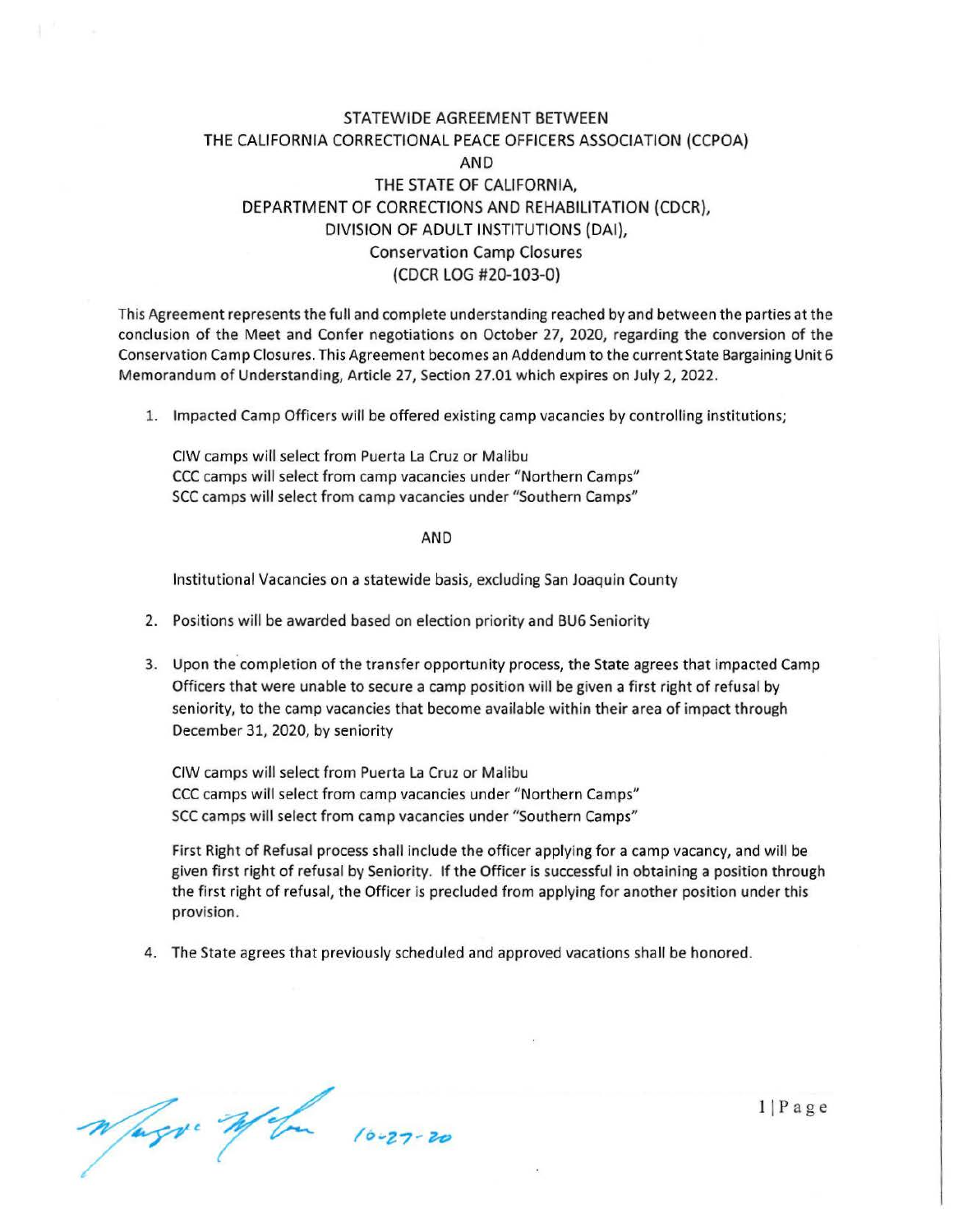# STATEWIDE AGREEMENT BETWEEN THE CALIFORNIA CORRECTIONAL PEACE OFFICERS ASSOCIATION (CCPOA) AND THE STATE OF CALIFORNIA, DEPARTMENT OF CORRECTIONS AND REHABILITATION (CDCR), DIVISION OF ADULT INSTITUTIONS (DAI), Conservation Camp Closures (CDCR LOG #20-103-0)

This Agreement represents the full and complete understanding reached by and between the parties at the conclusion of the Meet and Confer negotiations on October 27, 2020, regarding the conversion of the Conservation Camp Closures. This Agreement becomes an Addendum to the current State Bargaining Unit 6 Memorandum of Understanding, Article 27, Section 27.01 which expires on July 2, 2022.

1. Impacted Camp Officers will be offered existing camp vacancies by controlling institutions;

   CIW camps will select from Puerta La Cruz or Malibu
   CCC camps will select from camp vacancies under "Northern Camps"
   SCC camps will select from camp vacancies under "Southern Camps"

   AND

   Institutional Vacancies on a statewide basis, excluding San Joaquin County

2. Positions will be awarded based on election priority and BU6 Seniority

3. Upon the completion of the transfer opportunity process, the State agrees that impacted Camp Officers that were unable to secure a camp position will be given a first right of refusal by seniority, to the camp vacancies that become available within their area of impact through December 31, 2020, by seniority

   CIW camps will select from Puerta La Cruz or Malibu
   CCC camps will select from camp vacancies under "Northern Camps"
   SCC camps will select from camp vacancies under "Southern Camps"

   First Right of Refusal process shall include the officer applying for a camp vacancy, and will be given first right of refusal by Seniority. If the Officer is successful in obtaining a position through the first right of refusal, the Officer is precluded from applying for another position under this provision.

4. The State agrees that previously scheduled and approved vacations shall be honored.

10-27-20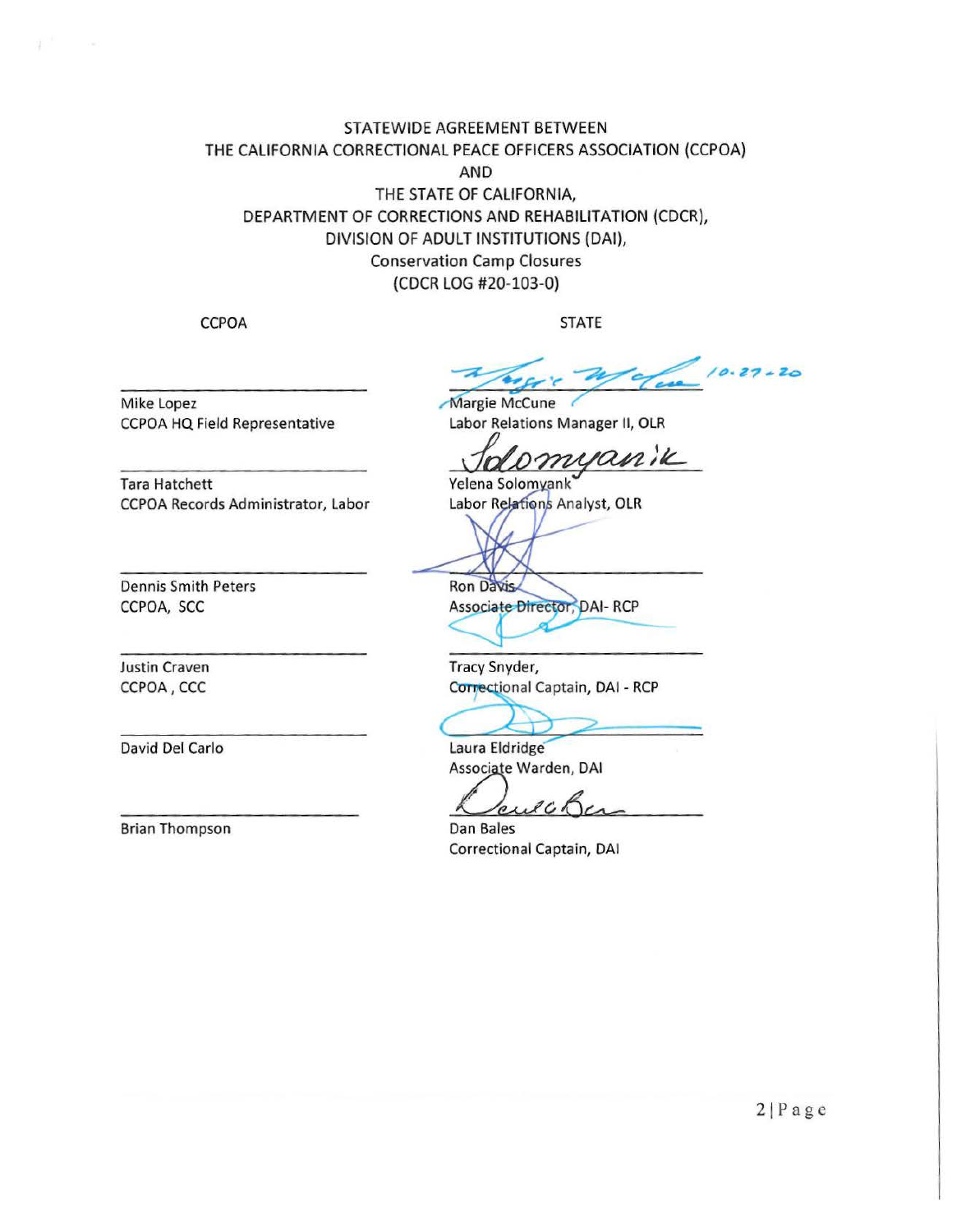STATEWIDE AGREEMENT BETWEEN
THE CALIFORNIA CORRECTIONAL PEACE OFFICERS ASSOCIATION (CCPOA)
AND
THE STATE OF CALIFORNIA,
DEPARTMENT OF CORRECTIONS AND REHABILITATION (CDCR),
DIVISION OF ADULT INSTITUTIONS (DAI),
Conservation Camp Closures
(CDCR LOG #20-103-0)

| CCPOA | STATE |
|---|---|
| \_\_\_\_\_\_\_\_\_\_\_\_\_\_\_\_\_\_\_\_<br>Mike Lopez<br>CCPOA HQ Field Representative | 10-27-20<br>Margie McCune<br>Labor Relations Manager II, OLR |
| \_\_\_\_\_\_\_\_\_\_\_\_\_\_\_\_\_\_\_\_<br>Tara Hatchett<br>CCPOA Records Administrator, Labor | Solomyanik<br>Yelena Solomyank<br>Labor Relations Analyst, OLR |
| \_\_\_\_\_\_\_\_\_\_\_\_\_\_\_\_\_\_\_\_<br>Dennis Smith Peters<br>CCPOA, SCC | Ron Davis<br>Associate Director, DAI- RCP |
| \_\_\_\_\_\_\_\_\_\_\_\_\_\_\_\_\_\_\_\_<br>Justin Craven<br>CCPOA , CCC | Tracy Snyder,<br>Correctional Captain, DAI - RCP |
| \_\_\_\_\_\_\_\_\_\_\_\_\_\_\_\_\_\_\_\_<br>David Del Carlo | Laura Eldridge<br>Associate Warden, DAI |
| \_\_\_\_\_\_\_\_\_\_\_\_\_\_\_\_\_\_\_\_<br>Brian Thompson | Dan Bales<br>Correctional Captain, DAI |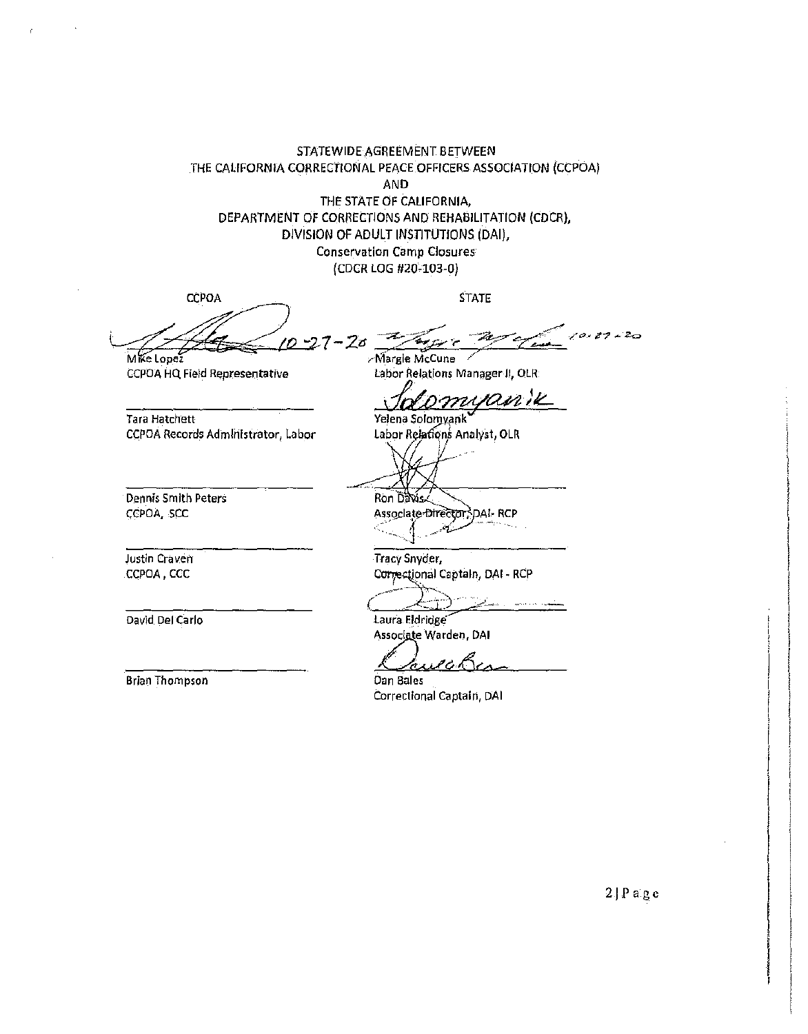STATEWIDE AGREEMENT BETWEEN
THE CALIFORNIA CORRECTIONAL PEACE OFFICERS ASSOCIATION (CCPOA)
AND
THE STATE OF CALIFORNIA,
DEPARTMENT OF CORRECTIONS AND REHABILITATION (CDCR),
DIVISION OF ADULT INSTITUTIONS (DAI),
Conservation Camp Closures
(CDCR LOG #20-103-0)

| CCPOA | STATE |
|---|---|
| 10-27-20 | 10-27-20 |
| Mike Lopez<br>CCPOA HQ Field Representative | Margie McCune<br>Labor Relations Manager II, OLR |
| Tara Hatchett<br>CCPOA Records Administrator, Labor | Yelena Solomyank<br>Labor Relations Analyst, OLR |
| Dennis Smith Peters<br>CCPOA, SCC | Ron Davis<br>Associate Director, DAI- RCP |
| Justin Craven<br>CCPOA, CCC | Tracy Snyder,<br>Correctional Captain, DAI - RCP |
| David Del Carlo | Laura Eldridge<br>Associate Warden, DAI |
| Brian Thompson | Dan Bales<br>Correctional Captain, DAI |